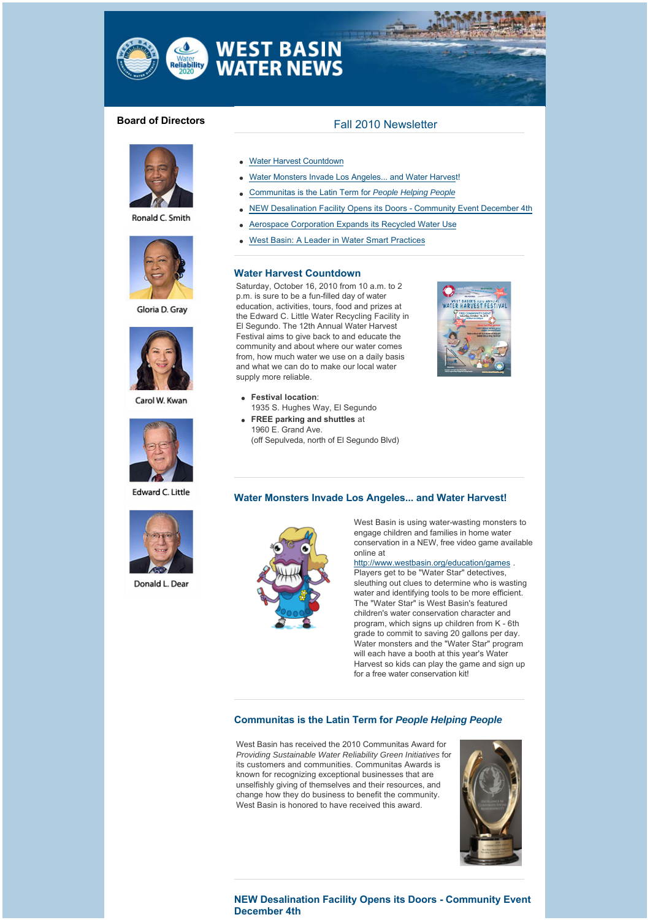# WEST BASIN WATER NEWS

## Board of Directors

Ronald C. Smith

Gloria D. Gray

Carol W. Kwan

Edward C. Little

Donald L. Dear

## Fall 2010 Newsletter

- Water Harvest Countdown
- Water Monsters Invade Los Angeles... and Water Harvest!
- Communitas is the Latin Term for *People Helping People*
- NEW Desalination Facility Opens its Doors - Community Event December 4th
- Aerospace Corporation Expands its Recycled Water Use
- West Basin: A Leader in Water Smart Practices

### Water Harvest Countdown

Saturday, October 16, 2010 from 10 a.m. to 2 p.m. is sure to be a fun-filled day of water education, activities, tours, food and prizes at the Edward C. Little Water Recycling Facility in El Segundo. The 12th Annual Water Harvest Festival aims to give back to and educate the community and about where our water comes from, how much water we use on a daily basis and what we can do to make our local water supply more reliable.

- **Festival location**:
  1935 S. Hughes Way, El Segundo
- **FREE parking and shuttles** at
  1960 E. Grand Ave.
  (off Sepulveda, north of El Segundo Blvd)

### Water Monsters Invade Los Angeles... and Water Harvest!

West Basin is using water-wasting monsters to engage children and families in home water conservation in a NEW, free video game available online at http://www.westbasin.org/education/games . Players get to be "Water Star" detectives, sleuthing out clues to determine who is wasting water and identifying tools to be more efficient. The "Water Star" is West Basin's featured children's water conservation character and program, which signs up children from K - 6th grade to commit to saving 20 gallons per day. Water monsters and the "Water Star" program will each have a booth at this year's Water Harvest so kids can play the game and sign up for a free water conservation kit!

### Communitas is the Latin Term for *People Helping People*

West Basin has received the 2010 Communitas Award for *Providing Sustainable Water Reliability Green Initiatives* for its customers and communities. Communitas Awards is known for recognizing exceptional businesses that are unselfishly giving of themselves and their resources, and change how they do business to benefit the community. West Basin is honored to have received this award.

### NEW Desalination Facility Opens its Doors - Community Event December 4th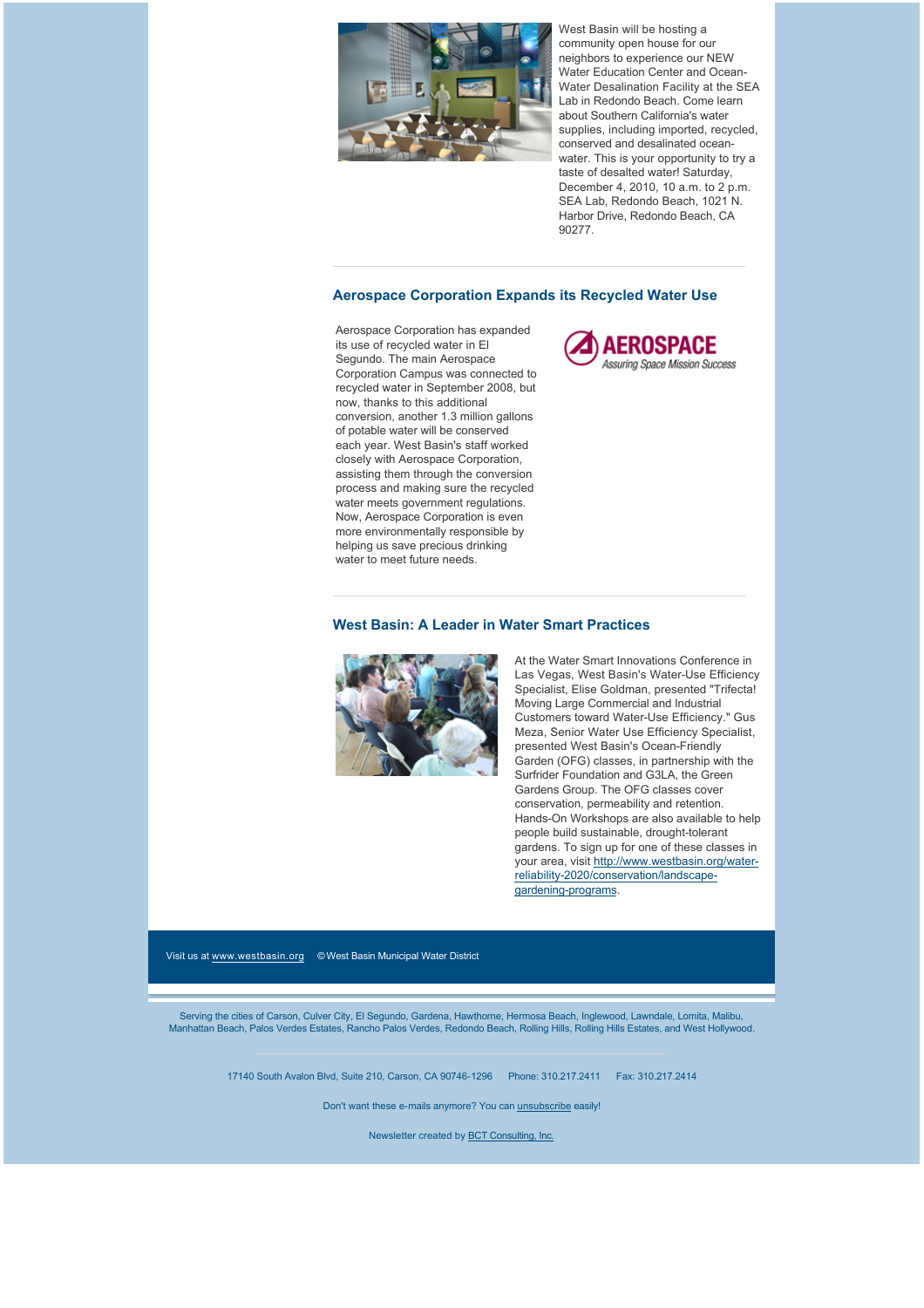West Basin will be hosting a community open house for our neighbors to experience our NEW Water Education Center and Ocean-Water Desalination Facility at the SEA Lab in Redondo Beach. Come learn about Southern California's water supplies, including imported, recycled, conserved and desalinated ocean-water. This is your opportunity to try a taste of desalted water! Saturday, December 4, 2010, 10 a.m. to 2 p.m. SEA Lab, Redondo Beach, 1021 N. Harbor Drive, Redondo Beach, CA 90277.

---

## Aerospace Corporation Expands its Recycled Water Use

Aerospace Corporation has expanded its use of recycled water in El Segundo. The main Aerospace Corporation Campus was connected to recycled water in September 2008, but now, thanks to this additional conversion, another 1.3 million gallons of potable water will be conserved each year. West Basin's staff worked closely with Aerospace Corporation, assisting them through the conversion process and making sure the recycled water meets government regulations. Now, Aerospace Corporation is even more environmentally responsible by helping us save precious drinking water to meet future needs.

AEROSPACE
*Assuring Space Mission Success*

---

## West Basin: A Leader in Water Smart Practices

At the Water Smart Innovations Conference in Las Vegas, West Basin's Water-Use Efficiency Specialist, Elise Goldman, presented "Trifecta! Moving Large Commercial and Industrial Customers toward Water-Use Efficiency." Gus Meza, Senior Water Use Efficiency Specialist, presented West Basin's Ocean-Friendly Garden (OFG) classes, in partnership with the Surfrider Foundation and G3LA, the Green Gardens Group. The OFG classes cover conservation, permeability and retention. Hands-On Workshops are also available to help people build sustainable, drought-tolerant gardens. To sign up for one of these classes in your area, visit [http://www.westbasin.org/water-reliability-2020/conservation/landscape-gardening-programs](http://www.westbasin.org/water-reliability-2020/conservation/landscape-gardening-programs).

---

Visit us at [www.westbasin.org](http://www.westbasin.org) ©West Basin Municipal Water District

Serving the cities of Carson, Culver City, El Segundo, Gardena, Hawthorne, Hermosa Beach, Inglewood, Lawndale, Lomita, Malibu, Manhattan Beach, Palos Verdes Estates, Rancho Palos Verdes, Redondo Beach, Rolling Hills, Rolling Hills Estates, and West Hollywood.

17140 South Avalon Blvd, Suite 210, Carson, CA 90746-1296 Phone: 310.217.2411 Fax: 310.217.2414

Don't want these e-mails anymore? You can unsubscribe easily!

Newsletter created by BCT Consulting, Inc.